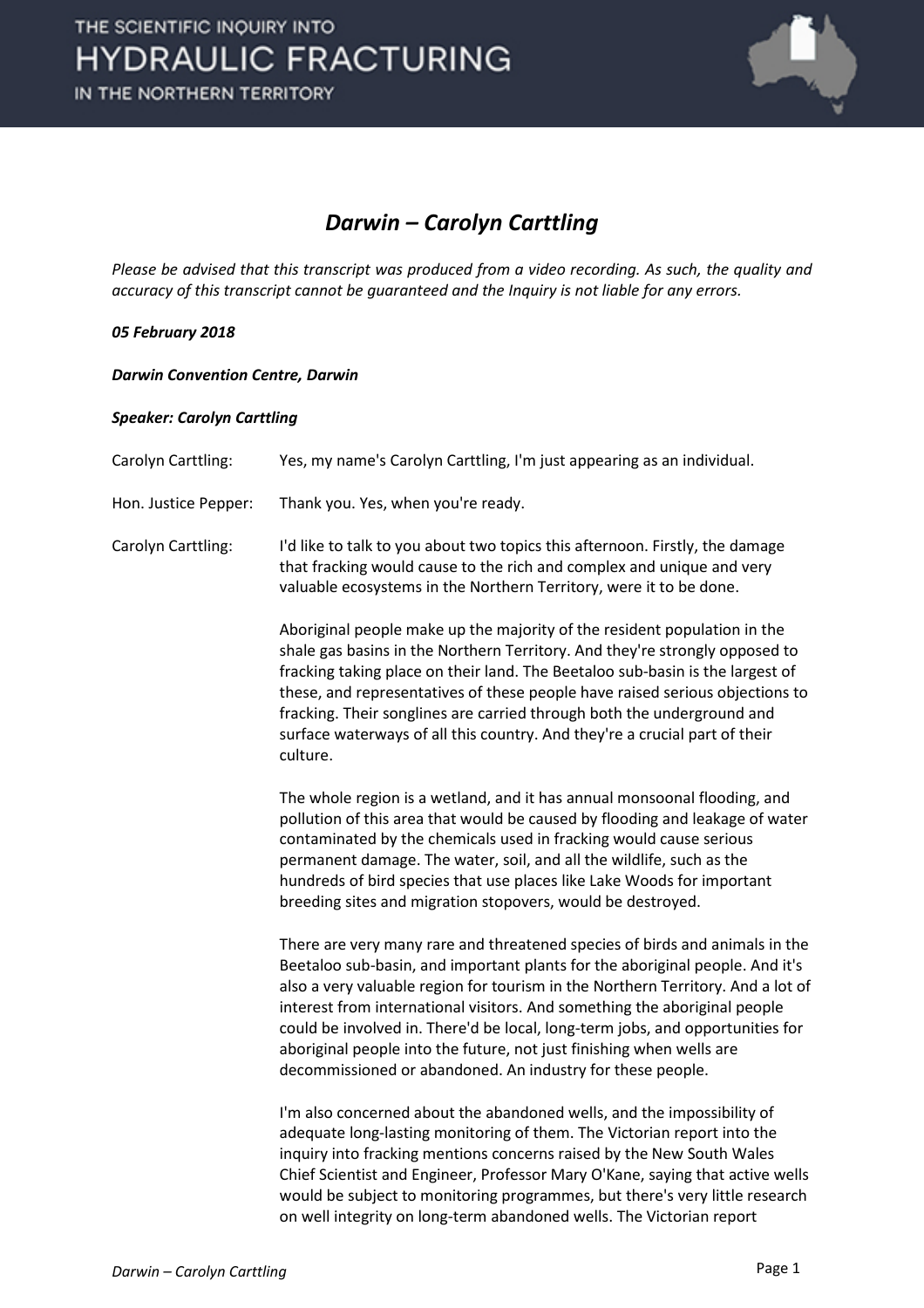# Darwin – Carolyn Carttling

*Please be advised that this transcript was produced from a video recording. As such, the quality and accuracy of this transcript cannot be guaranteed and the Inquiry is not liable for any errors.*

***05 February 2018***

***Darwin Convention Centre, Darwin***

***Speaker: Carolyn Carttling***

Carolyn Carttling: Yes, my name's Carolyn Carttling, I'm just appearing as an individual.

Hon. Justice Pepper: Thank you. Yes, when you're ready.

Carolyn Carttling: I'd like to talk to you about two topics this afternoon. Firstly, the damage that fracking would cause to the rich and complex and unique and very valuable ecosystems in the Northern Territory, were it to be done.

Aboriginal people make up the majority of the resident population in the shale gas basins in the Northern Territory. And they're strongly opposed to fracking taking place on their land. The Beetaloo sub-basin is the largest of these, and representatives of these people have raised serious objections to fracking. Their songlines are carried through both the underground and surface waterways of all this country. And they're a crucial part of their culture.

The whole region is a wetland, and it has annual monsoonal flooding, and pollution of this area that would be caused by flooding and leakage of water contaminated by the chemicals used in fracking would cause serious permanent damage. The water, soil, and all the wildlife, such as the hundreds of bird species that use places like Lake Woods for important breeding sites and migration stopovers, would be destroyed.

There are very many rare and threatened species of birds and animals in the Beetaloo sub-basin, and important plants for the aboriginal people. And it's also a very valuable region for tourism in the Northern Territory. And a lot of interest from international visitors. And something the aboriginal people could be involved in. There'd be local, long-term jobs, and opportunities for aboriginal people into the future, not just finishing when wells are decommissioned or abandoned. An industry for these people.

I'm also concerned about the abandoned wells, and the impossibility of adequate long-lasting monitoring of them. The Victorian report into the inquiry into fracking mentions concerns raised by the New South Wales Chief Scientist and Engineer, Professor Mary O'Kane, saying that active wells would be subject to monitoring programmes, but there's very little research on well integrity on long-term abandoned wells. The Victorian report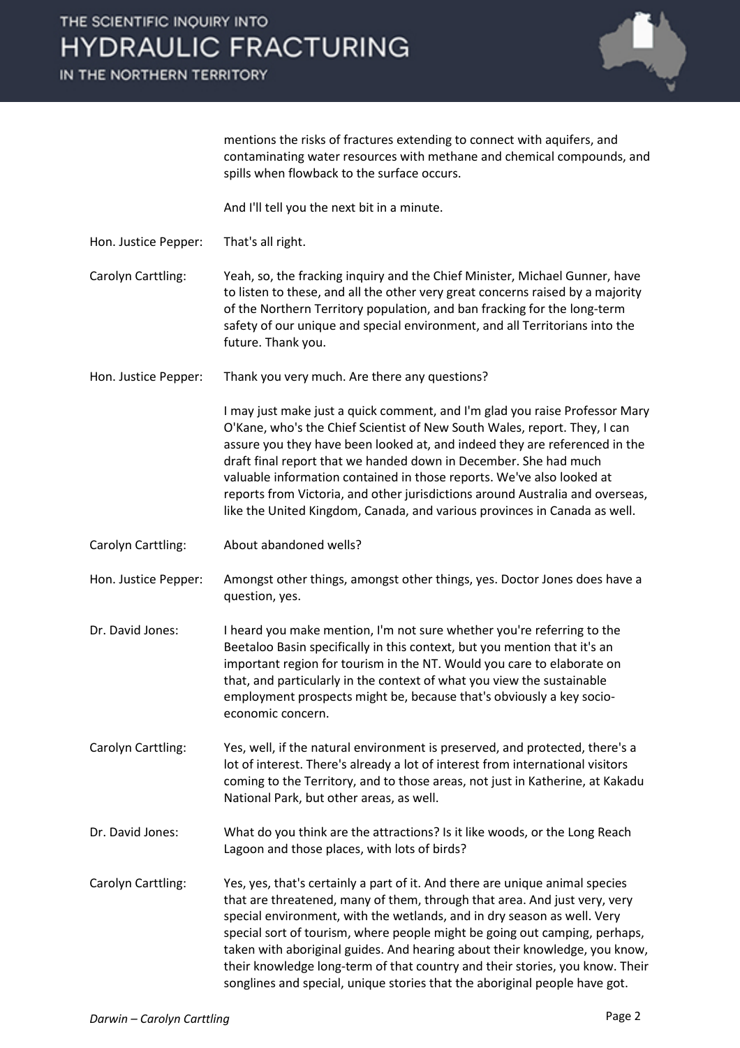mentions the risks of fractures extending to connect with aquifers, and contaminating water resources with methane and chemical compounds, and spills when flowback to the surface occurs.

And I'll tell you the next bit in a minute.

**Hon. Justice Pepper:** That's all right.

**Carolyn Carttling:** Yeah, so, the fracking inquiry and the Chief Minister, Michael Gunner, have to listen to these, and all the other very great concerns raised by a majority of the Northern Territory population, and ban fracking for the long-term safety of our unique and special environment, and all Territorians into the future. Thank you.

**Hon. Justice Pepper:** Thank you very much. Are there any questions?

I may just make just a quick comment, and I'm glad you raise Professor Mary O'Kane, who's the Chief Scientist of New South Wales, report. They, I can assure you they have been looked at, and indeed they are referenced in the draft final report that we handed down in December. She had much valuable information contained in those reports. We've also looked at reports from Victoria, and other jurisdictions around Australia and overseas, like the United Kingdom, Canada, and various provinces in Canada as well.

**Carolyn Carttling:** About abandoned wells?

**Hon. Justice Pepper:** Amongst other things, amongst other things, yes. Doctor Jones does have a question, yes.

**Dr. David Jones:** I heard you make mention, I'm not sure whether you're referring to the Beetaloo Basin specifically in this context, but you mention that it's an important region for tourism in the NT. Would you care to elaborate on that, and particularly in the context of what you view the sustainable employment prospects might be, because that's obviously a key socio-economic concern.

**Carolyn Carttling:** Yes, well, if the natural environment is preserved, and protected, there's a lot of interest. There's already a lot of interest from international visitors coming to the Territory, and to those areas, not just in Katherine, at Kakadu National Park, but other areas, as well.

**Dr. David Jones:** What do you think are the attractions? Is it like woods, or the Long Reach Lagoon and those places, with lots of birds?

**Carolyn Carttling:** Yes, yes, that's certainly a part of it. And there are unique animal species that are threatened, many of them, through that area. And just very, very special environment, with the wetlands, and in dry season as well. Very special sort of tourism, where people might be going out camping, perhaps, taken with aboriginal guides. And hearing about their knowledge, you know, their knowledge long-term of that country and their stories, you know. Their songlines and special, unique stories that the aboriginal people have got.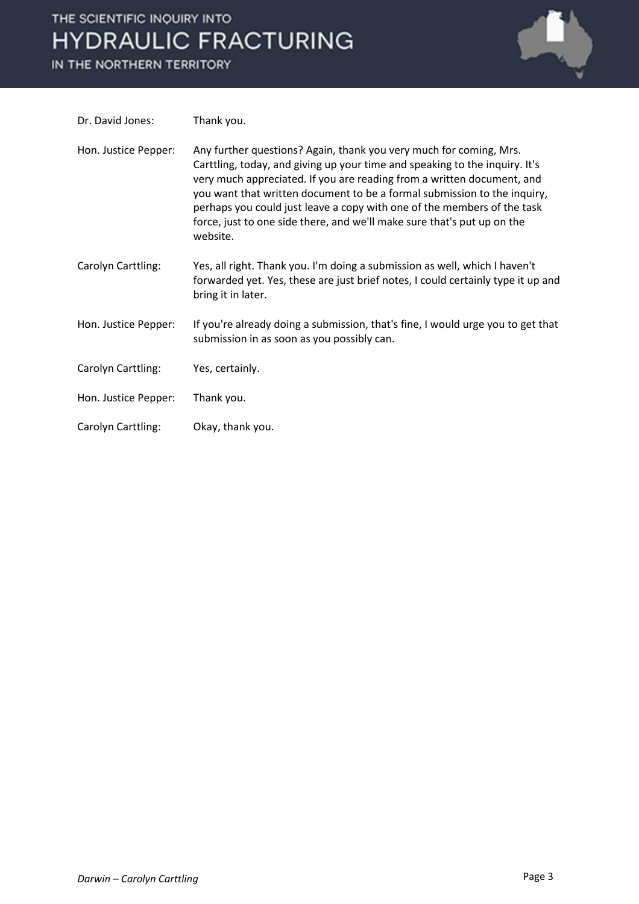Dr. David Jones: Thank you.

Hon. Justice Pepper: Any further questions? Again, thank you very much for coming, Mrs. Carttling, today, and giving up your time and speaking to the inquiry. It's very much appreciated. If you are reading from a written document, and you want that written document to be a formal submission to the inquiry, perhaps you could just leave a copy with one of the members of the task force, just to one side there, and we'll make sure that's put up on the website.

Carolyn Carttling: Yes, all right. Thank you. I'm doing a submission as well, which I haven't forwarded yet. Yes, these are just brief notes, I could certainly type it up and bring it in later.

Hon. Justice Pepper: If you're already doing a submission, that's fine, I would urge you to get that submission in as soon as you possibly can.

Carolyn Carttling: Yes, certainly.

Hon. Justice Pepper: Thank you.

Carolyn Carttling: Okay, thank you.